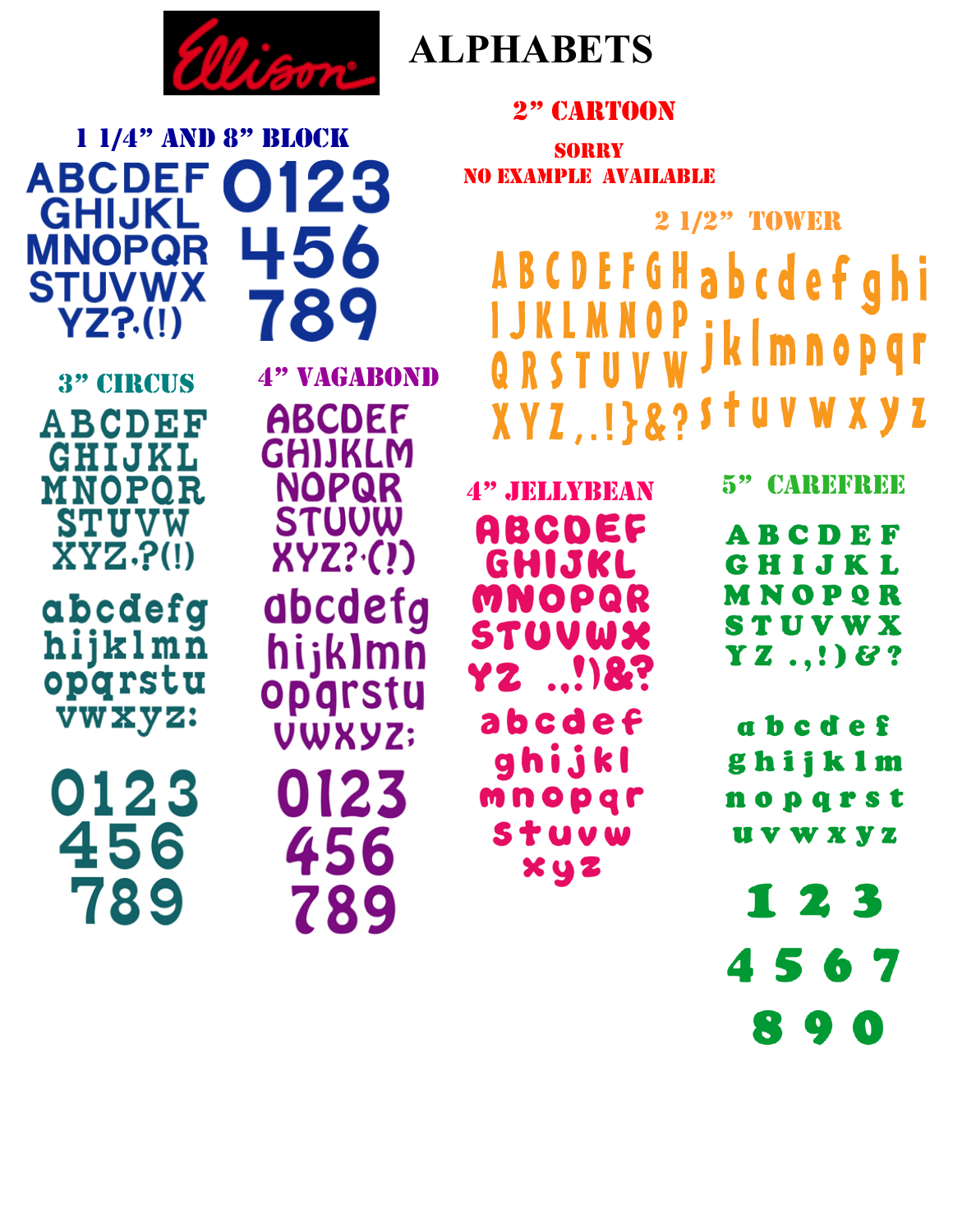Ellison

# ALPHABETS

## 1 1/4" AND 8" BLOCK

ABCDEF
GHIJKL
MNOPQR
STUVWX
YZ?.(!)

0123
456
789

## 2" CARTOON

SORRY
NO EXAMPLE AVAILABLE

## 2 1/2" TOWER

ABCDEFGH
IJKLMNOP
QRSTUVW
XYZ,.!}&?

abcdefghi
jklmnopqr
stuvwxyz

## 3" CIRCUS

ABCDEF
GHIJKL
MNOPQR
STUVW
XYZ.?(!)

abcdefg
hijklmn
opqrstu
vwxyz:

0123
456
789

## 4" VAGABOND

ABCDEF
GHIJKLM
NOPQR
STUVW
XYZ?.(!)

abcdefg
hijklmn
opqrstu
vwxyz;

0123
456
789

## 4" JELLYBEAN

ABCDEF
GHIJKL
MNOPQR
STUVWX
YZ .,!)&?

abcdef
ghijkl
mnopqr
stuvw
xyz

## 5" CAREFREE

A B C D E F
G H I J K L
M N O P Q R
S T U V W X
Y Z .,!) & ?

a b c d e f
g h i j k l m
n o p q r s t
u v w x y z

1 2 3
4 5 6 7
8 9 0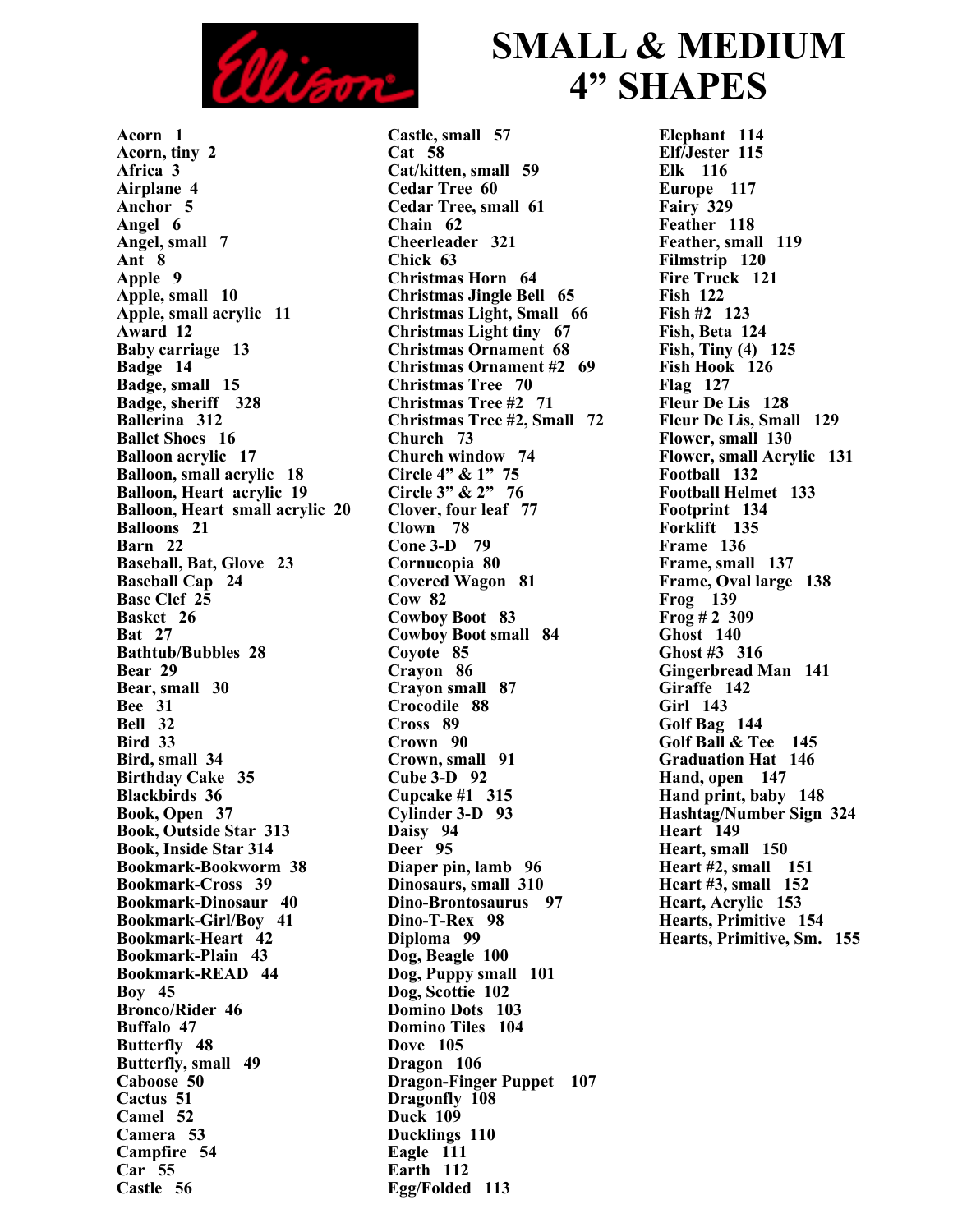Ellison

# SMALL & MEDIUM 4" SHAPES

**Acorn 1**
**Acorn, tiny 2**
**Africa 3**
**Airplane 4**
**Anchor 5**
**Angel 6**
**Angel, small 7**
**Ant 8**
**Apple 9**
**Apple, small 10**
**Apple, small acrylic 11**
**Award 12**
**Baby carriage 13**
**Badge 14**
**Badge, small 15**
**Badge, sheriff 328**
**Ballerina 312**
**Ballet Shoes 16**
**Balloon acrylic 17**
**Balloon, small acrylic 18**
**Balloon, Heart acrylic 19**
**Balloon, Heart small acrylic 20**
**Balloons 21**
**Barn 22**
**Baseball, Bat, Glove 23**
**Baseball Cap 24**
**Base Clef 25**
**Basket 26**
**Bat 27**
**Bathtub/Bubbles 28**
**Bear 29**
**Bear, small 30**
**Bee 31**
**Bell 32**
**Bird 33**
**Bird, small 34**
**Birthday Cake 35**
**Blackbirds 36**
**Book, Open 37**
**Book, Outside Star 313**
**Book, Inside Star 314**
**Bookmark-Bookworm 38**
**Bookmark-Cross 39**
**Bookmark-Dinosaur 40**
**Bookmark-Girl/Boy 41**
**Bookmark-Heart 42**
**Bookmark-Plain 43**
**Bookmark-READ 44**
**Boy 45**
**Bronco/Rider 46**
**Buffalo 47**
**Butterfly 48**
**Butterfly, small 49**
**Caboose 50**
**Cactus 51**
**Camel 52**
**Camera 53**
**Campfire 54**
**Car 55**
**Castle 56**
**Castle, small 57**
**Cat 58**
**Cat/kitten, small 59**
**Cedar Tree 60**
**Cedar Tree, small 61**
**Chain 62**
**Cheerleader 321**
**Chick 63**
**Christmas Horn 64**
**Christmas Jingle Bell 65**
**Christmas Light, Small 66**
**Christmas Light tiny 67**
**Christmas Ornament 68**
**Christmas Ornament #2 69**
**Christmas Tree 70**
**Christmas Tree #2 71**
**Christmas Tree #2, Small 72**
**Church 73**
**Church window 74**
**Circle 4" & 1" 75**
**Circle 3" & 2" 76**
**Clover, four leaf 77**
**Clown 78**
**Cone 3-D 79**
**Cornucopia 80**
**Covered Wagon 81**
**Cow 82**
**Cowboy Boot 83**
**Cowboy Boot small 84**
**Coyote 85**
**Crayon 86**
**Crayon small 87**
**Crocodile 88**
**Cross 89**
**Crown 90**
**Crown, small 91**
**Cube 3-D 92**
**Cupcake #1 315**
**Cylinder 3-D 93**
**Daisy 94**
**Deer 95**
**Diaper pin, lamb 96**
**Dinosaurs, small 310**
**Dino-Brontosaurus 97**
**Dino-T-Rex 98**
**Diploma 99**
**Dog, Beagle 100**
**Dog, Puppy small 101**
**Dog, Scottie 102**
**Domino Dots 103**
**Domino Tiles 104**
**Dove 105**
**Dragon 106**
**Dragon-Finger Puppet 107**
**Dragonfly 108**
**Duck 109**
**Ducklings 110**
**Eagle 111**
**Earth 112**
**Egg/Folded 113**
**Elephant 114**
**Elf/Jester 115**
**Elk 116**
**Europe 117**
**Fairy 329**
**Feather 118**
**Feather, small 119**
**Filmstrip 120**
**Fire Truck 121**
**Fish 122**
**Fish #2 123**
**Fish, Beta 124**
**Fish, Tiny (4) 125**
**Fish Hook 126**
**Flag 127**
**Fleur De Lis 128**
**Fleur De Lis, Small 129**
**Flower, small 130**
**Flower, small Acrylic 131**
**Football 132**
**Football Helmet 133**
**Footprint 134**
**Forklift 135**
**Frame 136**
**Frame, small 137**
**Frame, Oval large 138**
**Frog 139**
**Frog # 2 309**
**Ghost 140**
**Ghost #3 316**
**Gingerbread Man 141**
**Giraffe 142**
**Girl 143**
**Golf Bag 144**
**Golf Ball & Tee 145**
**Graduation Hat 146**
**Hand, open 147**
**Hand print, baby 148**
**Hashtag/Number Sign 324**
**Heart 149**
**Heart, small 150**
**Heart #2, small 151**
**Heart #3, small 152**
**Heart, Acrylic 153**
**Hearts, Primitive 154**
**Hearts, Primitive, Sm. 155**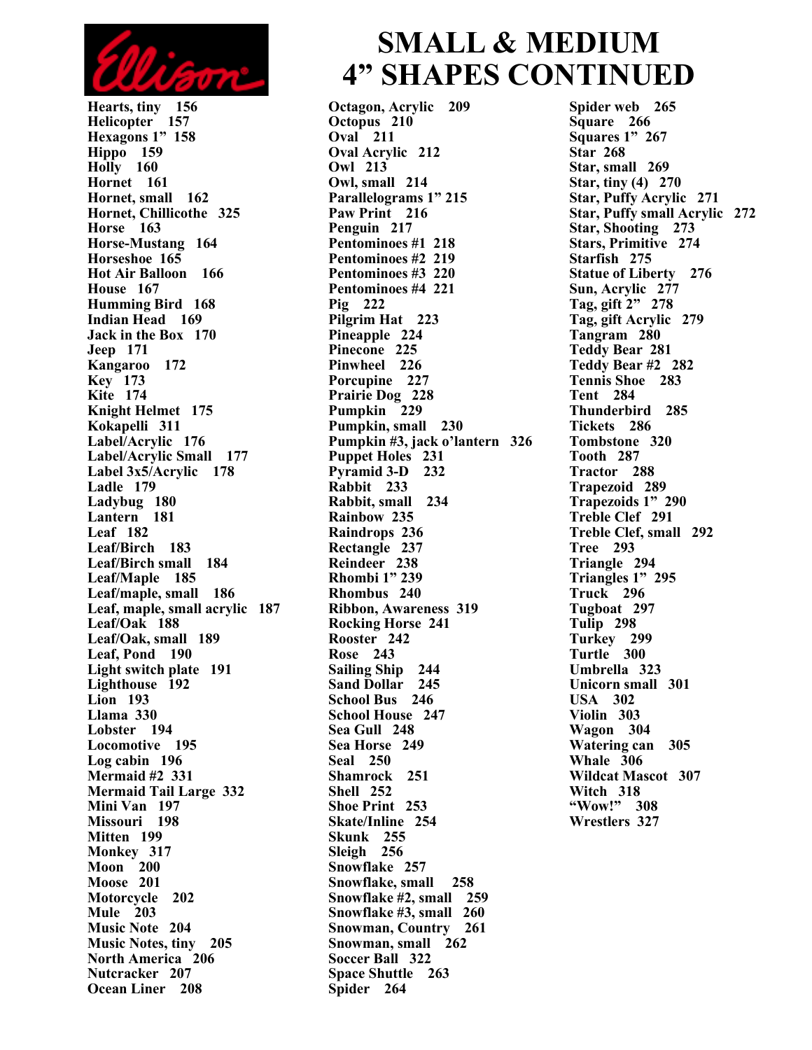Ellison

# SMALL & MEDIUM 4" SHAPES CONTINUED

**Hearts, tiny 156**
**Helicopter 157**
**Hexagons 1" 158**
**Hippo 159**
**Holly 160**
**Hornet 161**
**Hornet, small 162**
**Hornet, Chillicothe 325**
**Horse 163**
**Horse-Mustang 164**
**Horseshoe 165**
**Hot Air Balloon 166**
**House 167**
**Humming Bird 168**
**Indian Head 169**
**Jack in the Box 170**
**Jeep 171**
**Kangaroo 172**
**Key 173**
**Kite 174**
**Knight Helmet 175**
**Kokapelli 311**
**Label/Acrylic 176**
**Label/Acrylic Small 177**
**Label 3x5/Acrylic 178**
**Ladle 179**
**Ladybug 180**
**Lantern 181**
**Leaf 182**
**Leaf/Birch 183**
**Leaf/Birch small 184**
**Leaf/Maple 185**
**Leaf/maple, small 186**
**Leaf, maple, small acrylic 187**
**Leaf/Oak 188**
**Leaf/Oak, small 189**
**Leaf, Pond 190**
**Light switch plate 191**
**Lighthouse 192**
**Lion 193**
**Llama 330**
**Lobster 194**
**Locomotive 195**
**Log cabin 196**
**Mermaid #2 331**
**Mermaid Tail Large 332**
**Mini Van 197**
**Missouri 198**
**Mitten 199**
**Monkey 317**
**Moon 200**
**Moose 201**
**Motorcycle 202**
**Mule 203**
**Music Note 204**
**Music Notes, tiny 205**
**North America 206**
**Nutcracker 207**
**Ocean Liner 208**
**Octagon, Acrylic 209**
**Octopus 210**
**Oval 211**
**Oval Acrylic 212**
**Owl 213**
**Owl, small 214**
**Parallelograms 1" 215**
**Paw Print 216**
**Penguin 217**
**Pentominoes #1 218**
**Pentominoes #2 219**
**Pentominoes #3 220**
**Pentominoes #4 221**
**Pig 222**
**Pilgrim Hat 223**
**Pineapple 224**
**Pinecone 225**
**Pinwheel 226**
**Porcupine 227**
**Prairie Dog 228**
**Pumpkin 229**
**Pumpkin, small 230**
**Pumpkin #3, jack o'lantern 326**
**Puppet Holes 231**
**Pyramid 3-D 232**
**Rabbit 233**
**Rabbit, small 234**
**Rainbow 235**
**Raindrops 236**
**Rectangle 237**
**Reindeer 238**
**Rhombi 1" 239**
**Rhombus 240**
**Ribbon, Awareness 319**
**Rocking Horse 241**
**Rooster 242**
**Rose 243**
**Sailing Ship 244**
**Sand Dollar 245**
**School Bus 246**
**School House 247**
**Sea Gull 248**
**Sea Horse 249**
**Seal 250**
**Shamrock 251**
**Shell 252**
**Shoe Print 253**
**Skate/Inline 254**
**Skunk 255**
**Sleigh 256**
**Snowflake 257**
**Snowflake, small 258**
**Snowflake #2, small 259**
**Snowflake #3, small 260**
**Snowman, Country 261**
**Snowman, small 262**
**Soccer Ball 322**
**Space Shuttle 263**
**Spider 264**
**Spider web 265**
**Square 266**
**Squares 1" 267**
**Star 268**
**Star, small 269**
**Star, tiny (4) 270**
**Star, Puffy Acrylic 271**
**Star, Puffy small Acrylic 272**
**Star, Shooting 273**
**Stars, Primitive 274**
**Starfish 275**
**Statue of Liberty 276**
**Sun, Acrylic 277**
**Tag, gift 2" 278**
**Tag, gift Acrylic 279**
**Tangram 280**
**Teddy Bear 281**
**Teddy Bear #2 282**
**Tennis Shoe 283**
**Tent 284**
**Thunderbird 285**
**Tickets 286**
**Tombstone 320**
**Tooth 287**
**Tractor 288**
**Trapezoid 289**
**Trapezoids 1" 290**
**Treble Clef 291**
**Treble Clef, small 292**
**Tree 293**
**Triangle 294**
**Triangles 1" 295**
**Truck 296**
**Tugboat 297**
**Tulip 298**
**Turkey 299**
**Turtle 300**
**Umbrella 323**
**Unicorn small 301**
**USA 302**
**Violin 303**
**Wagon 304**
**Watering can 305**
**Whale 306**
**Wildcat Mascot 307**
**Witch 318**
**"Wow!" 308**
**Wrestlers 327**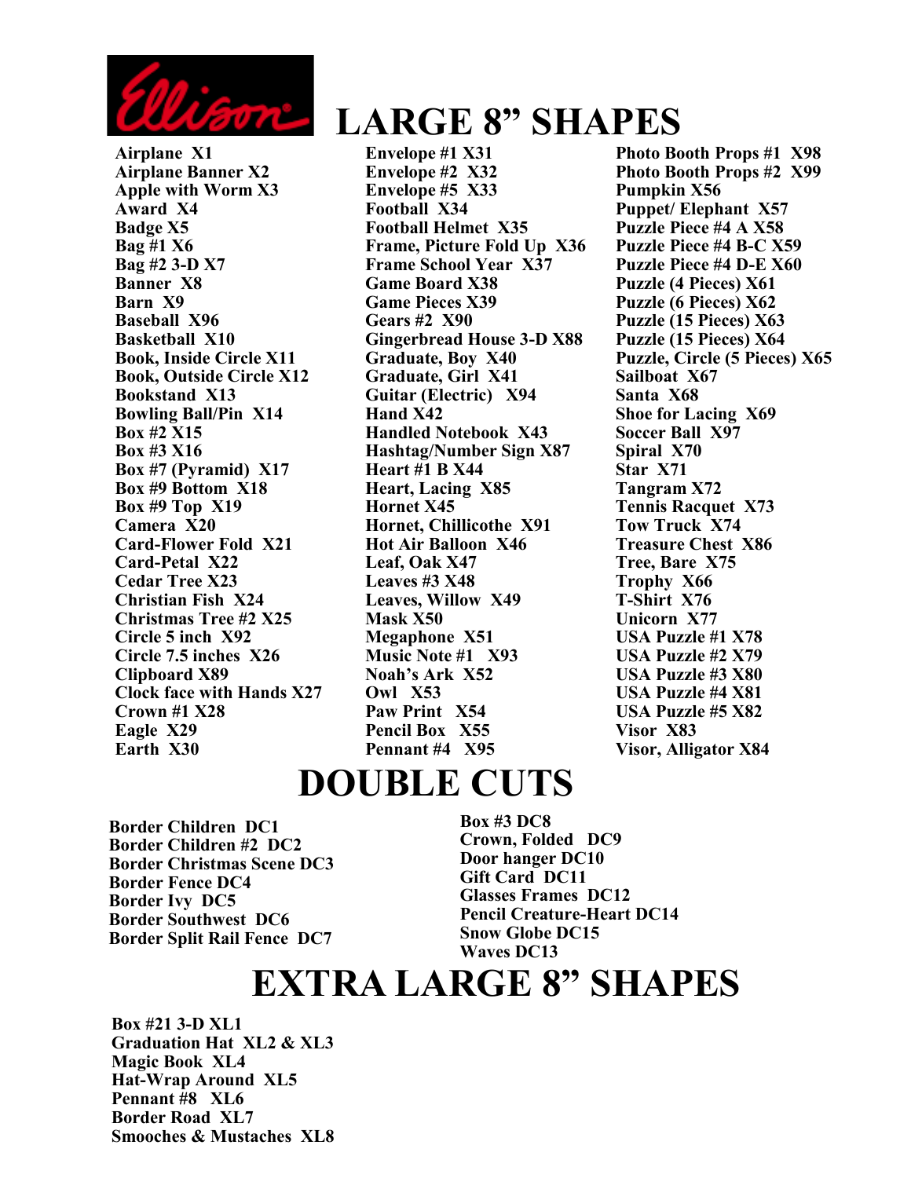Ellison

# LARGE 8" SHAPES

Airplane X1
Airplane Banner X2
Apple with Worm X3
Award X4
Badge X5
Bag #1 X6
Bag #2 3-D X7
Banner X8
Barn X9
Baseball X96
Basketball X10
Book, Inside Circle X11
Book, Outside Circle X12
Bookstand X13
Bowling Ball/Pin X14
Box #2 X15
Box #3 X16
Box #7 (Pyramid) X17
Box #9 Bottom X18
Box #9 Top X19
Camera X20
Card-Flower Fold X21
Card-Petal X22
Cedar Tree X23
Christian Fish X24
Christmas Tree #2 X25
Circle 5 inch X92
Circle 7.5 inches X26
Clipboard X89
Clock face with Hands X27
Crown #1 X28
Eagle X29
Earth X30
Envelope #1 X31
Envelope #2 X32
Envelope #5 X33
Football X34
Football Helmet X35
Frame, Picture Fold Up X36
Frame School Year X37
Game Board X38
Game Pieces X39
Gears #2 X90
Gingerbread House 3-D X88
Graduate, Boy X40
Graduate, Girl X41
Guitar (Electric) X94
Hand X42
Handled Notebook X43
Hashtag/Number Sign X87
Heart #1 B X44
Heart, Lacing X85
Hornet X45
Hornet, Chillicothe X91
Hot Air Balloon X46
Leaf, Oak X47
Leaves #3 X48
Leaves, Willow X49
Mask X50
Megaphone X51
Music Note #1 X93
Noah's Ark X52
Owl X53
Paw Print X54
Pencil Box X55
Pennant #4 X95
Photo Booth Props #1 X98
Photo Booth Props #2 X99
Pumpkin X56
Puppet/ Elephant X57
Puzzle Piece #4 A X58
Puzzle Piece #4 B-C X59
Puzzle Piece #4 D-E X60
Puzzle (4 Pieces) X61
Puzzle (6 Pieces) X62
Puzzle (15 Pieces) X63
Puzzle (15 Pieces) X64
Puzzle, Circle (5 Pieces) X65
Sailboat X67
Santa X68
Shoe for Lacing X69
Soccer Ball X97
Spiral X70
Star X71
Tangram X72
Tennis Racquet X73
Tow Truck X74
Treasure Chest X86
Tree, Bare X75
Trophy X66
T-Shirt X76
Unicorn X77
USA Puzzle #1 X78
USA Puzzle #2 X79
USA Puzzle #3 X80
USA Puzzle #4 X81
USA Puzzle #5 X82
Visor X83
Visor, Alligator X84

# DOUBLE CUTS

Border Children DC1
Border Children #2 DC2
Border Christmas Scene DC3
Border Fence DC4
Border Ivy DC5
Border Southwest DC6
Border Split Rail Fence DC7
Box #3 DC8
Crown, Folded DC9
Door hanger DC10
Gift Card DC11
Glasses Frames DC12
Pencil Creature-Heart DC14
Snow Globe DC15
Waves DC13

# EXTRA LARGE 8" SHAPES

Box #21 3-D XL1
Graduation Hat XL2 & XL3
Magic Book XL4
Hat-Wrap Around XL5
Pennant #8 XL6
Border Road XL7
Smooches & Mustaches XL8